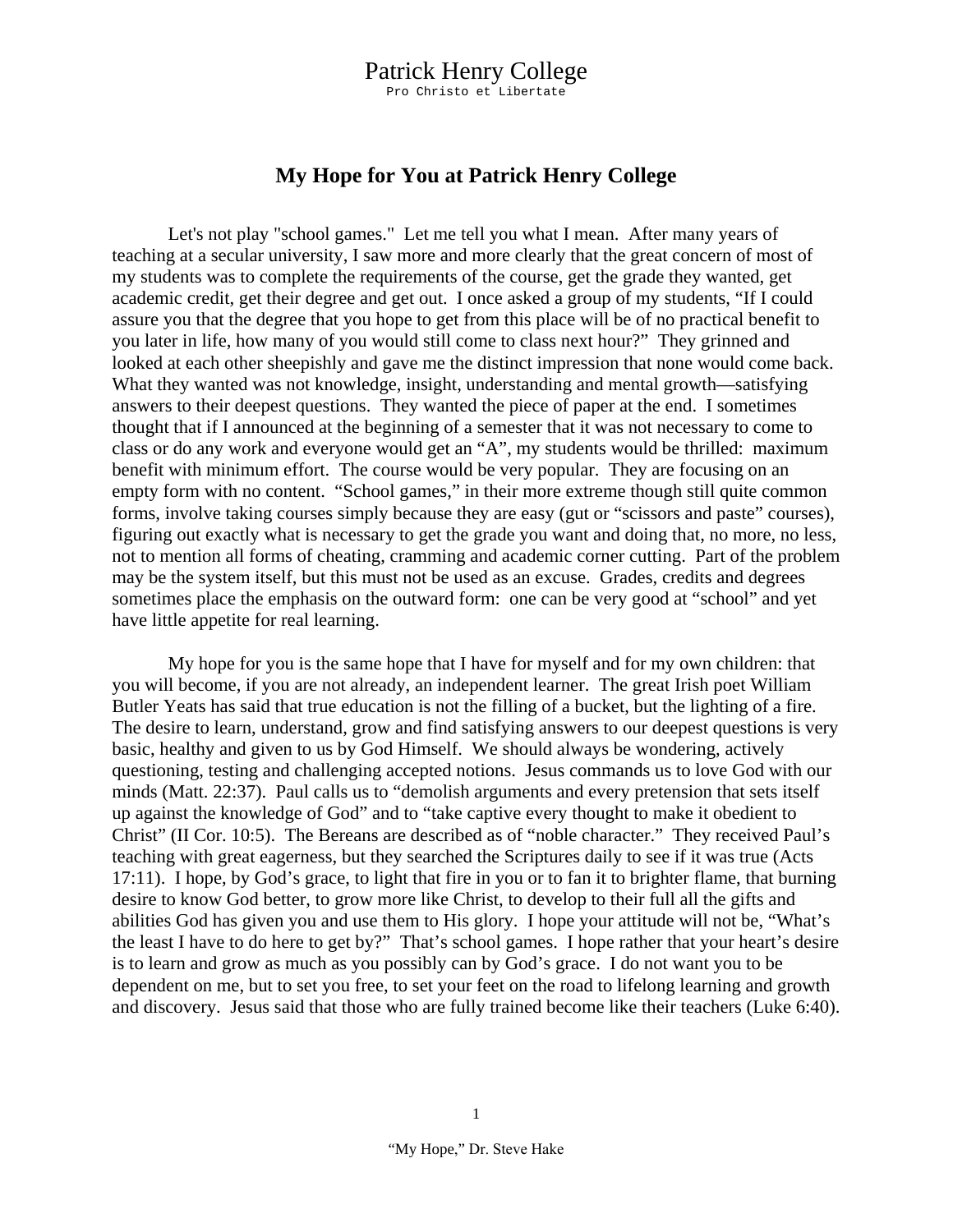Patrick Henry College

Pro Christo et Libertate

# My Hope for You at Patrick Henry College

Let's not play "school games." Let me tell you what I mean. After many years of teaching at a secular university, I saw more and more clearly that the great concern of most of my students was to complete the requirements of the course, get the grade they wanted, get academic credit, get their degree and get out. I once asked a group of my students, "If I could assure you that the degree that you hope to get from this place will be of no practical benefit to you later in life, how many of you would still come to class next hour?" They grinned and looked at each other sheepishly and gave me the distinct impression that none would come back. What they wanted was not knowledge, insight, understanding and mental growth—satisfying answers to their deepest questions. They wanted the piece of paper at the end. I sometimes thought that if I announced at the beginning of a semester that it was not necessary to come to class or do any work and everyone would get an "A", my students would be thrilled: maximum benefit with minimum effort. The course would be very popular. They are focusing on an empty form with no content. "School games," in their more extreme though still quite common forms, involve taking courses simply because they are easy (gut or "scissors and paste" courses), figuring out exactly what is necessary to get the grade you want and doing that, no more, no less, not to mention all forms of cheating, cramming and academic corner cutting. Part of the problem may be the system itself, but this must not be used as an excuse. Grades, credits and degrees sometimes place the emphasis on the outward form: one can be very good at "school" and yet have little appetite for real learning.

My hope for you is the same hope that I have for myself and for my own children: that you will become, if you are not already, an independent learner. The great Irish poet William Butler Yeats has said that true education is not the filling of a bucket, but the lighting of a fire. The desire to learn, understand, grow and find satisfying answers to our deepest questions is very basic, healthy and given to us by God Himself. We should always be wondering, actively questioning, testing and challenging accepted notions. Jesus commands us to love God with our minds (Matt. 22:37). Paul calls us to "demolish arguments and every pretension that sets itself up against the knowledge of God" and to "take captive every thought to make it obedient to Christ" (II Cor. 10:5). The Bereans are described as of "noble character." They received Paul's teaching with great eagerness, but they searched the Scriptures daily to see if it was true (Acts 17:11). I hope, by God's grace, to light that fire in you or to fan it to brighter flame, that burning desire to know God better, to grow more like Christ, to develop to their full all the gifts and abilities God has given you and use them to His glory. I hope your attitude will not be, "What's the least I have to do here to get by?" That's school games. I hope rather that your heart's desire is to learn and grow as much as you possibly can by God's grace. I do not want you to be dependent on me, but to set you free, to set your feet on the road to lifelong learning and growth and discovery. Jesus said that those who are fully trained become like their teachers (Luke 6:40).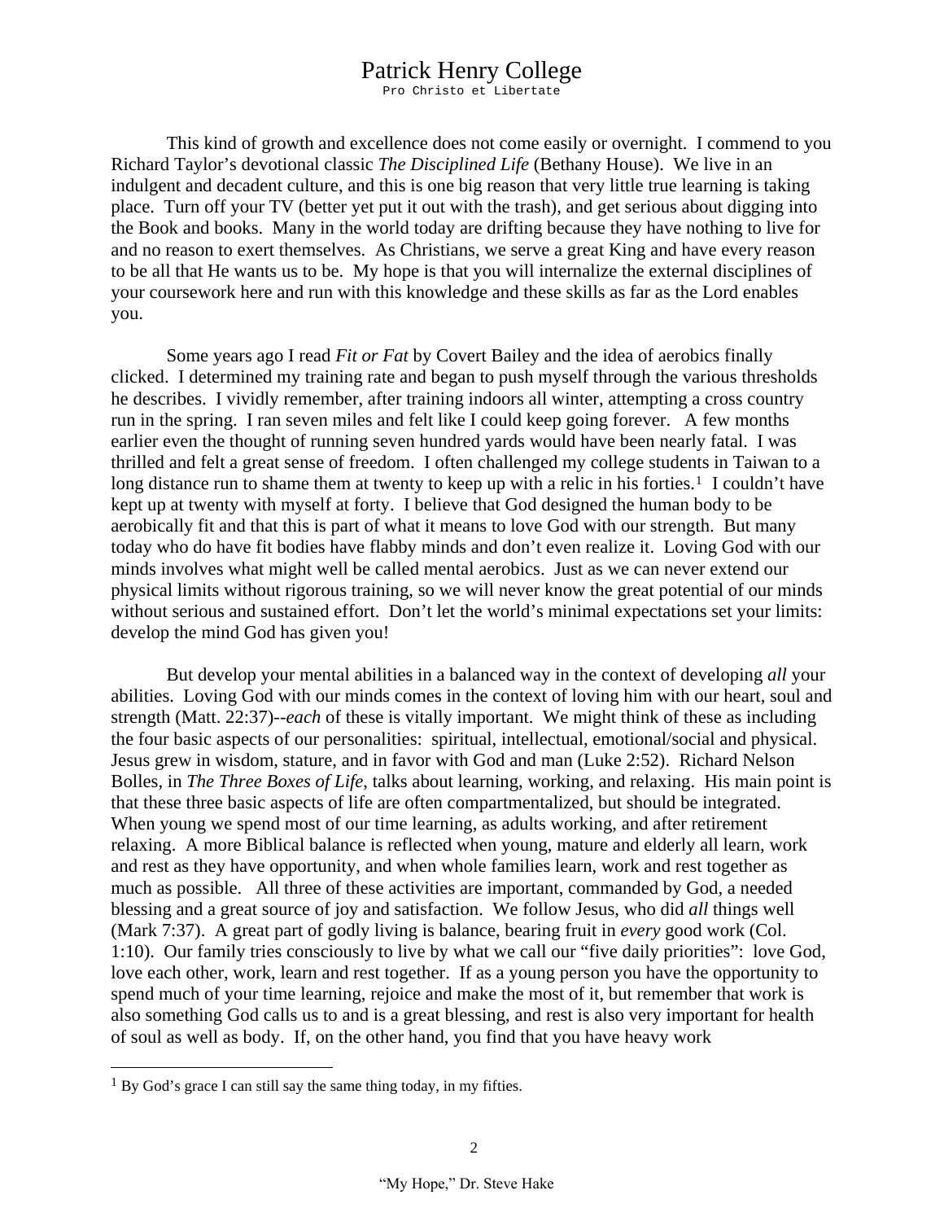This kind of growth and excellence does not come easily or overnight. I commend to you Richard Taylor's devotional classic *The Disciplined Life* (Bethany House). We live in an indulgent and decadent culture, and this is one big reason that very little true learning is taking place. Turn off your TV (better yet put it out with the trash), and get serious about digging into the Book and books. Many in the world today are drifting because they have nothing to live for and no reason to exert themselves. As Christians, we serve a great King and have every reason to be all that He wants us to be. My hope is that you will internalize the external disciplines of your coursework here and run with this knowledge and these skills as far as the Lord enables you.

Some years ago I read *Fit or Fat* by Covert Bailey and the idea of aerobics finally clicked. I determined my training rate and began to push myself through the various thresholds he describes. I vividly remember, after training indoors all winter, attempting a cross country run in the spring. I ran seven miles and felt like I could keep going forever. A few months earlier even the thought of running seven hundred yards would have been nearly fatal. I was thrilled and felt a great sense of freedom. I often challenged my college students in Taiwan to a long distance run to shame them at twenty to keep up with a relic in his forties.[1] I couldn't have kept up at twenty with myself at forty. I believe that God designed the human body to be aerobically fit and that this is part of what it means to love God with our strength. But many today who do have fit bodies have flabby minds and don't even realize it. Loving God with our minds involves what might well be called mental aerobics. Just as we can never extend our physical limits without rigorous training, so we will never know the great potential of our minds without serious and sustained effort. Don't let the world's minimal expectations set your limits: develop the mind God has given you!

But develop your mental abilities in a balanced way in the context of developing *all* your abilities. Loving God with our minds comes in the context of loving him with our heart, soul and strength (Matt. 22:37)--*each* of these is vitally important. We might think of these as including the four basic aspects of our personalities: spiritual, intellectual, emotional/social and physical. Jesus grew in wisdom, stature, and in favor with God and man (Luke 2:52). Richard Nelson Bolles, in *The Three Boxes of Life*, talks about learning, working, and relaxing. His main point is that these three basic aspects of life are often compartmentalized, but should be integrated. When young we spend most of our time learning, as adults working, and after retirement relaxing. A more Biblical balance is reflected when young, mature and elderly all learn, work and rest as they have opportunity, and when whole families learn, work and rest together as much as possible. All three of these activities are important, commanded by God, a needed blessing and a great source of joy and satisfaction. We follow Jesus, who did *all* things well (Mark 7:37). A great part of godly living is balance, bearing fruit in *every* good work (Col. 1:10). Our family tries consciously to live by what we call our "five daily priorities": love God, love each other, work, learn and rest together. If as a young person you have the opportunity to spend much of your time learning, rejoice and make the most of it, but remember that work is also something God calls us to and is a great blessing, and rest is also very important for health of soul as well as body. If, on the other hand, you find that you have heavy work

[1] By God's grace I can still say the same thing today, in my fifties.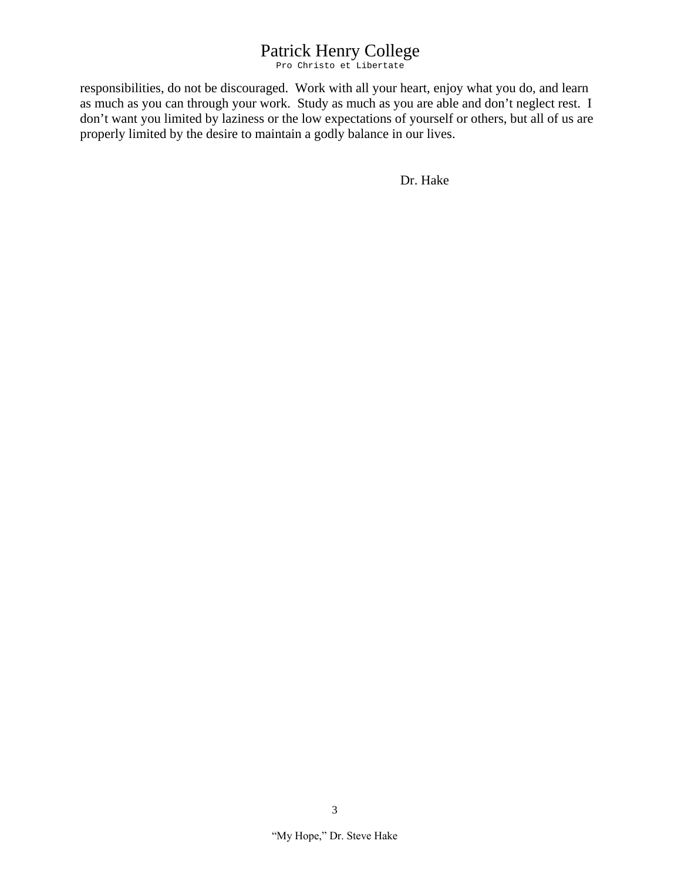responsibilities, do not be discouraged. Work with all your heart, enjoy what you do, and learn as much as you can through your work. Study as much as you are able and don't neglect rest. I don't want you limited by laziness or the low expectations of yourself or others, but all of us are properly limited by the desire to maintain a godly balance in our lives.

Dr. Hake